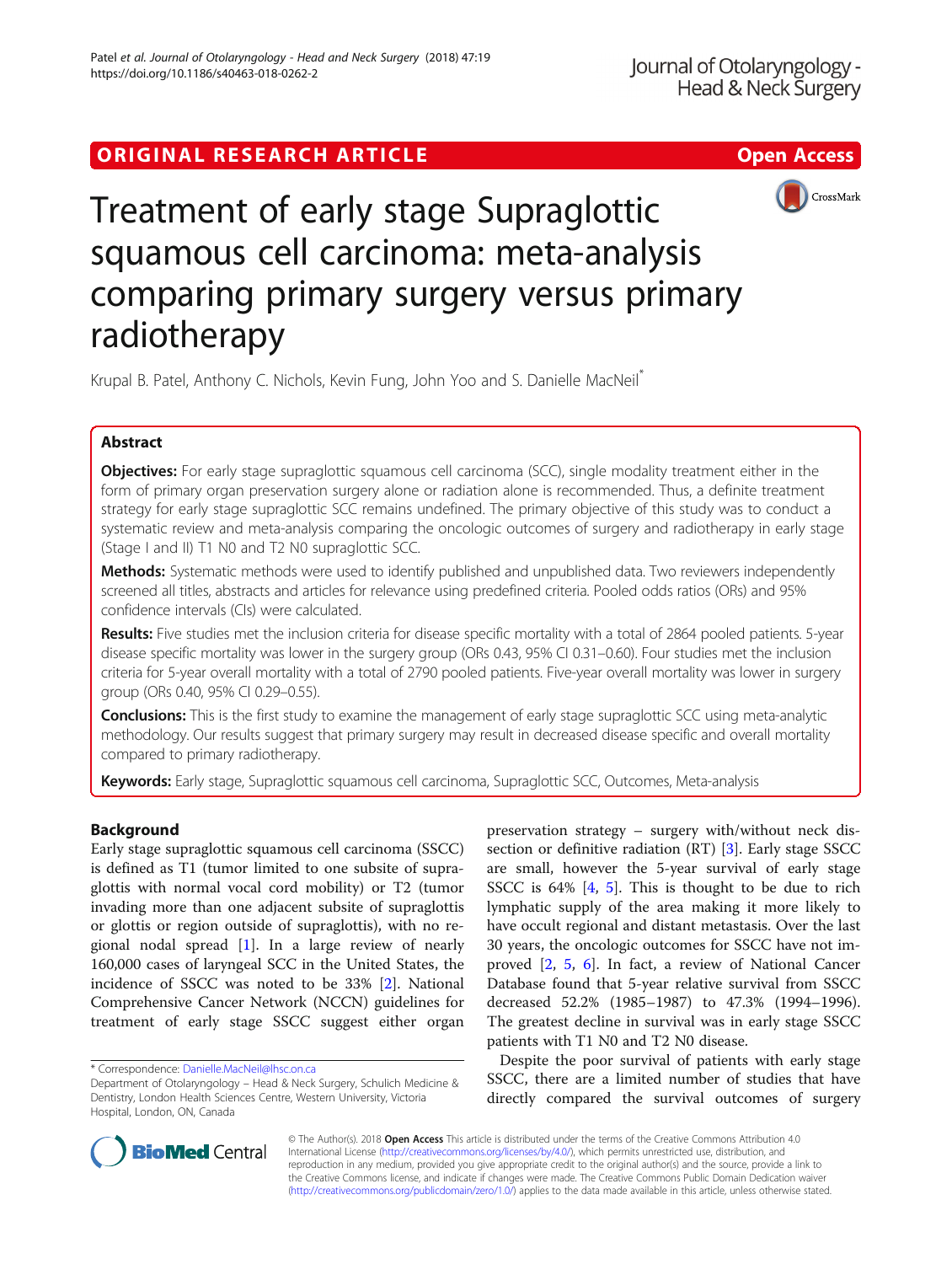ORIGINAL RESEARCH ARTICLE

Open Access

# Treatment of early stage Supraglottic squamous cell carcinoma: meta-analysis comparing primary surgery versus primary radiotherapy

Krupal B. Patel, Anthony C. Nichols, Kevin Fung, John Yoo and S. Danielle MacNeil*

## Abstract

**Objectives:** For early stage supraglottic squamous cell carcinoma (SCC), single modality treatment either in the form of primary organ preservation surgery alone or radiation alone is recommended. Thus, a definite treatment strategy for early stage supraglottic SCC remains undefined. The primary objective of this study was to conduct a systematic review and meta-analysis comparing the oncologic outcomes of surgery and radiotherapy in early stage (Stage I and II) T1 N0 and T2 N0 supraglottic SCC.

**Methods:** Systematic methods were used to identify published and unpublished data. Two reviewers independently screened all titles, abstracts and articles for relevance using predefined criteria. Pooled odds ratios (ORs) and 95% confidence intervals (CIs) were calculated.

**Results:** Five studies met the inclusion criteria for disease specific mortality with a total of 2864 pooled patients. 5-year disease specific mortality was lower in the surgery group (ORs 0.43, 95% CI 0.31–0.60). Four studies met the inclusion criteria for 5-year overall mortality with a total of 2790 pooled patients. Five-year overall mortality was lower in surgery group (ORs 0.40, 95% CI 0.29–0.55).

**Conclusions:** This is the first study to examine the management of early stage supraglottic SCC using meta-analytic methodology. Our results suggest that primary surgery may result in decreased disease specific and overall mortality compared to primary radiotherapy.

**Keywords:** Early stage, Supraglottic squamous cell carcinoma, Supraglottic SCC, Outcomes, Meta-analysis

## Background

Early stage supraglottic squamous cell carcinoma (SSCC) is defined as T1 (tumor limited to one subsite of supraglottis with normal vocal cord mobility) or T2 (tumor invading more than one adjacent subsite of supraglottis or glottis or region outside of supraglottis), with no regional nodal spread [1]. In a large review of nearly 160,000 cases of laryngeal SCC in the United States, the incidence of SSCC was noted to be 33% [2]. National Comprehensive Cancer Network (NCCN) guidelines for treatment of early stage SSCC suggest either organ preservation strategy – surgery with/without neck dissection or definitive radiation (RT) [3]. Early stage SSCC are small, however the 5-year survival of early stage SSCC is 64% [4, 5]. This is thought to be due to rich lymphatic supply of the area making it more likely to have occult regional and distant metastasis. Over the last 30 years, the oncologic outcomes for SSCC have not improved [2, 5, 6]. In fact, a review of National Cancer Database found that 5-year relative survival from SSCC decreased 52.2% (1985–1987) to 47.3% (1994–1996). The greatest decline in survival was in early stage SSCC patients with T1 N0 and T2 N0 disease.

Despite the poor survival of patients with early stage SSCC, there are a limited number of studies that have directly compared the survival outcomes of surgery

* Correspondence: Danielle.MacNeil@lhsc.on.ca
Department of Otolaryngology – Head & Neck Surgery, Schulich Medicine & Dentistry, London Health Sciences Centre, Western University, Victoria Hospital, London, ON, Canada

© The Author(s). 2018 **Open Access** This article is distributed under the terms of the Creative Commons Attribution 4.0 International License (http://creativecommons.org/licenses/by/4.0/), which permits unrestricted use, distribution, and reproduction in any medium, provided you give appropriate credit to the original author(s) and the source, provide a link to the Creative Commons license, and indicate if changes were made. The Creative Commons Public Domain Dedication waiver (http://creativecommons.org/publicdomain/zero/1.0/) applies to the data made available in this article, unless otherwise stated.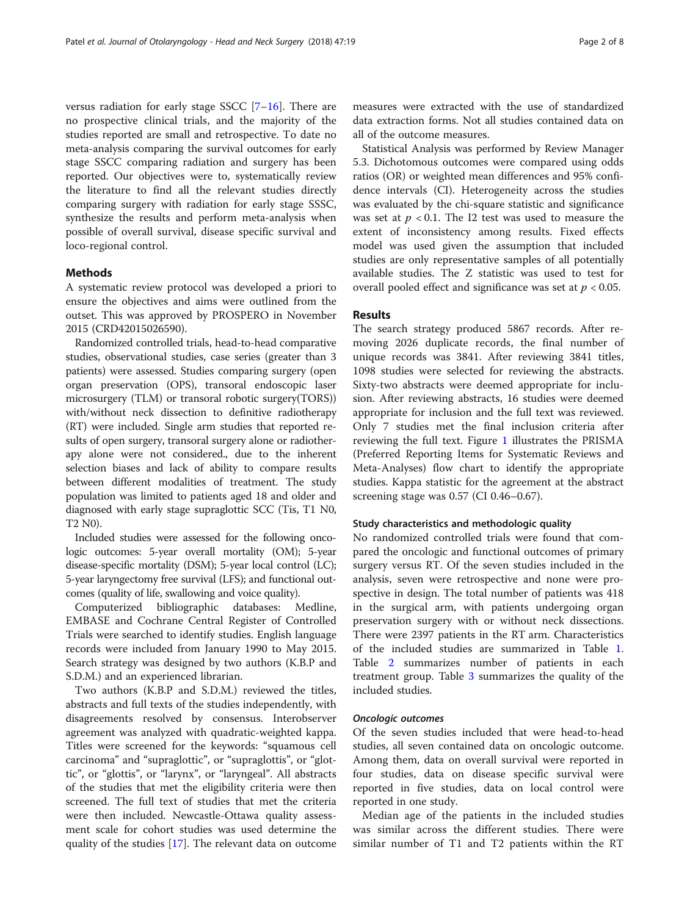versus radiation for early stage SSCC [7–16]. There are no prospective clinical trials, and the majority of the studies reported are small and retrospective. To date no meta-analysis comparing the survival outcomes for early stage SSCC comparing radiation and surgery has been reported. Our objectives were to, systematically review the literature to find all the relevant studies directly comparing surgery with radiation for early stage SSSC, synthesize the results and perform meta-analysis when possible of overall survival, disease specific survival and loco-regional control.

## Methods

A systematic review protocol was developed a priori to ensure the objectives and aims were outlined from the outset. This was approved by PROSPERO in November 2015 (CRD42015026590).

Randomized controlled trials, head-to-head comparative studies, observational studies, case series (greater than 3 patients) were assessed. Studies comparing surgery (open organ preservation (OPS), transoral endoscopic laser microsurgery (TLM) or transoral robotic surgery(TORS)) with/without neck dissection to definitive radiotherapy (RT) were included. Single arm studies that reported results of open surgery, transoral surgery alone or radiotherapy alone were not considered., due to the inherent selection biases and lack of ability to compare results between different modalities of treatment. The study population was limited to patients aged 18 and older and diagnosed with early stage supraglottic SCC (Tis, T1 N0, T2 N0).

Included studies were assessed for the following oncologic outcomes: 5-year overall mortality (OM); 5-year disease-specific mortality (DSM); 5-year local control (LC); 5-year laryngectomy free survival (LFS); and functional outcomes (quality of life, swallowing and voice quality).

Computerized bibliographic databases: Medline, EMBASE and Cochrane Central Register of Controlled Trials were searched to identify studies. English language records were included from January 1990 to May 2015. Search strategy was designed by two authors (K.B.P and S.D.M.) and an experienced librarian.

Two authors (K.B.P and S.D.M.) reviewed the titles, abstracts and full texts of the studies independently, with disagreements resolved by consensus. Interobserver agreement was analyzed with quadratic-weighted kappa. Titles were screened for the keywords: "squamous cell carcinoma" and "supraglottic", or "supraglottis", or "glottic", or "glottis", or "larynx", or "laryngeal". All abstracts of the studies that met the eligibility criteria were then screened. The full text of studies that met the criteria were then included. Newcastle-Ottawa quality assessment scale for cohort studies was used determine the quality of the studies [17]. The relevant data on outcome measures were extracted with the use of standardized data extraction forms. Not all studies contained data on all of the outcome measures.

Statistical Analysis was performed by Review Manager 5.3. Dichotomous outcomes were compared using odds ratios (OR) or weighted mean differences and 95% confidence intervals (CI). Heterogeneity across the studies was evaluated by the chi-square statistic and significance was set at $p < 0.1$. The I2 test was used to measure the extent of inconsistency among results. Fixed effects model was used given the assumption that included studies are only representative samples of all potentially available studies. The Z statistic was used to test for overall pooled effect and significance was set at $p < 0.05$.

## Results

The search strategy produced 5867 records. After removing 2026 duplicate records, the final number of unique records was 3841. After reviewing 3841 titles, 1098 studies were selected for reviewing the abstracts. Sixty-two abstracts were deemed appropriate for inclusion. After reviewing abstracts, 16 studies were deemed appropriate for inclusion and the full text was reviewed. Only 7 studies met the final inclusion criteria after reviewing the full text. Figure 1 illustrates the PRISMA (Preferred Reporting Items for Systematic Reviews and Meta-Analyses) flow chart to identify the appropriate studies. Kappa statistic for the agreement at the abstract screening stage was 0.57 (CI 0.46–0.67).

### Study characteristics and methodologic quality

No randomized controlled trials were found that compared the oncologic and functional outcomes of primary surgery versus RT. Of the seven studies included in the analysis, seven were retrospective and none were prospective in design. The total number of patients was 418 in the surgical arm, with patients undergoing organ preservation surgery with or without neck dissections. There were 2397 patients in the RT arm. Characteristics of the included studies are summarized in Table 1. Table 2 summarizes number of patients in each treatment group. Table 3 summarizes the quality of the included studies.

#### *Oncologic outcomes*

Of the seven studies included that were head-to-head studies, all seven contained data on oncologic outcome. Among them, data on overall survival were reported in four studies, data on disease specific survival were reported in five studies, data on local control were reported in one study.

Median age of the patients in the included studies was similar across the different studies. There were similar number of T1 and T2 patients within the RT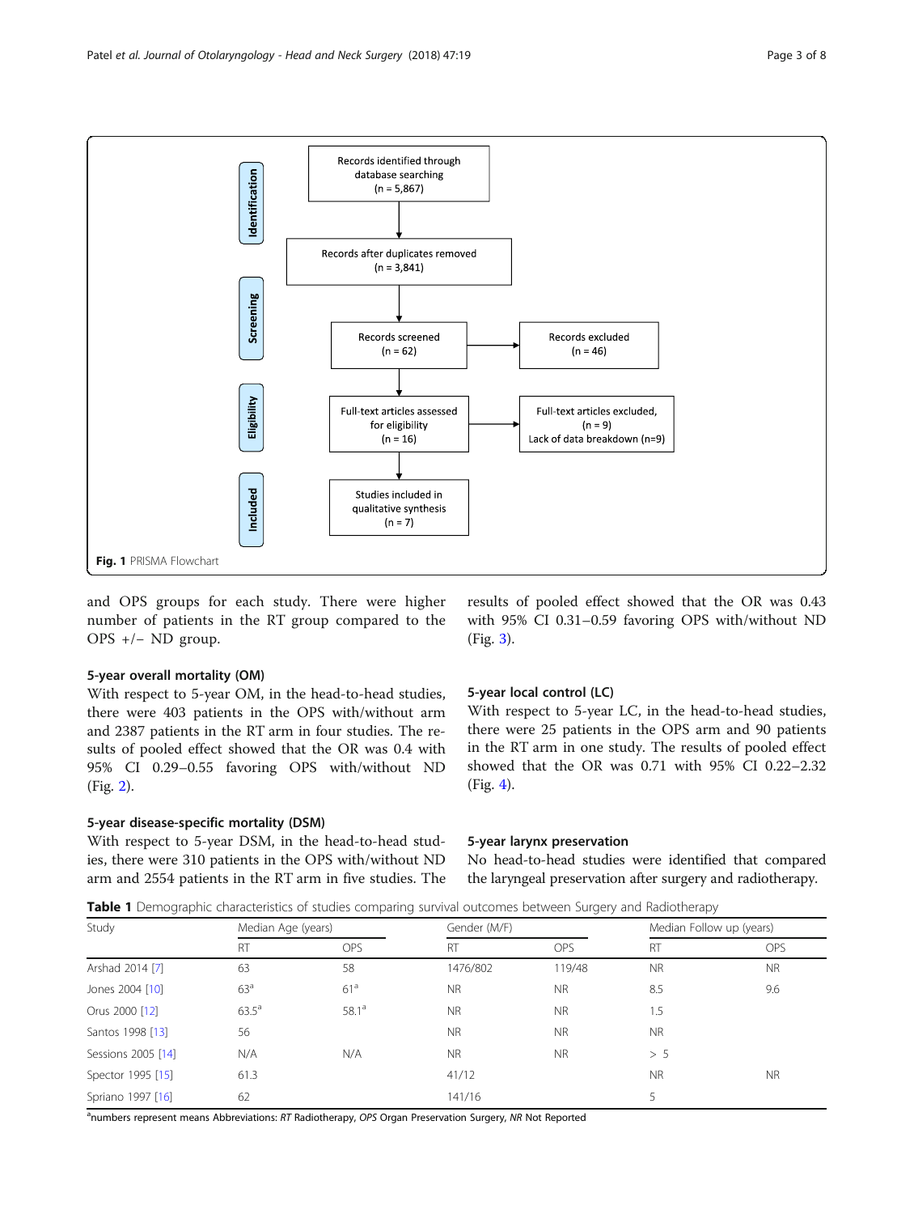Identification: Records identified through database searching (n = 5,867) → Records after duplicates removed (n = 3,841)

Screening: Records screened (n = 62) → Records excluded (n = 46)

Eligibility: Full-text articles assessed for eligibility (n = 16) → Full-text articles excluded, (n = 9) Lack of data breakdown (n=9)

Included: Studies included in qualitative synthesis (n = 7)

**Fig. 1** PRISMA Flowchart

and OPS groups for each study. There were higher number of patients in the RT group compared to the OPS +/− ND group.

### 5-year overall mortality (OM)

With respect to 5-year OM, in the head-to-head studies, there were 403 patients in the OPS with/without arm and 2387 patients in the RT arm in four studies. The results of pooled effect showed that the OR was 0.4 with 95% CI 0.29–0.55 favoring OPS with/without ND (Fig. 2).

### 5-year disease-specific mortality (DSM)

With respect to 5-year DSM, in the head-to-head studies, there were 310 patients in the OPS with/without ND arm and 2554 patients in the RT arm in five studies. The results of pooled effect showed that the OR was 0.43 with 95% CI 0.31–0.59 favoring OPS with/without ND (Fig. 3).

### 5-year local control (LC)

With respect to 5-year LC, in the head-to-head studies, there were 25 patients in the OPS arm and 90 patients in the RT arm in one study. The results of pooled effect showed that the OR was 0.71 with 95% CI 0.22–2.32 (Fig. 4).

### 5-year larynx preservation

No head-to-head studies were identified that compared the laryngeal preservation after surgery and radiotherapy.

**Table 1** Demographic characteristics of studies comparing survival outcomes between Surgery and Radiotherapy

| Study | Median Age (years) | | Gender (M/F) | | Median Follow up (years) | |
|---|---|---|---|---|---|---|
| | RT | OPS | RT | OPS | RT | OPS |
| Arshad 2014 [7] | 63 | 58 | 1476/802 | 119/48 | NR | NR |
| Jones 2004 [10] | 63[a] | 61[a] | NR | NR | 8.5 | 9.6 |
| Orus 2000 [12] | 63.5[a] | 58.1[a] | NR | NR | 1.5 | |
| Santos 1998 [13] | 56 | | NR | NR | NR | |
| Sessions 2005 [14] | N/A | N/A | NR | NR | > 5 | |
| Spector 1995 [15] | 61.3 | | 41/12 | | NR | NR |
| Spriano 1997 [16] | 62 | | 141/16 | | 5 | |

[a]numbers represent means Abbreviations: *RT* Radiotherapy, *OPS* Organ Preservation Surgery, *NR* Not Reported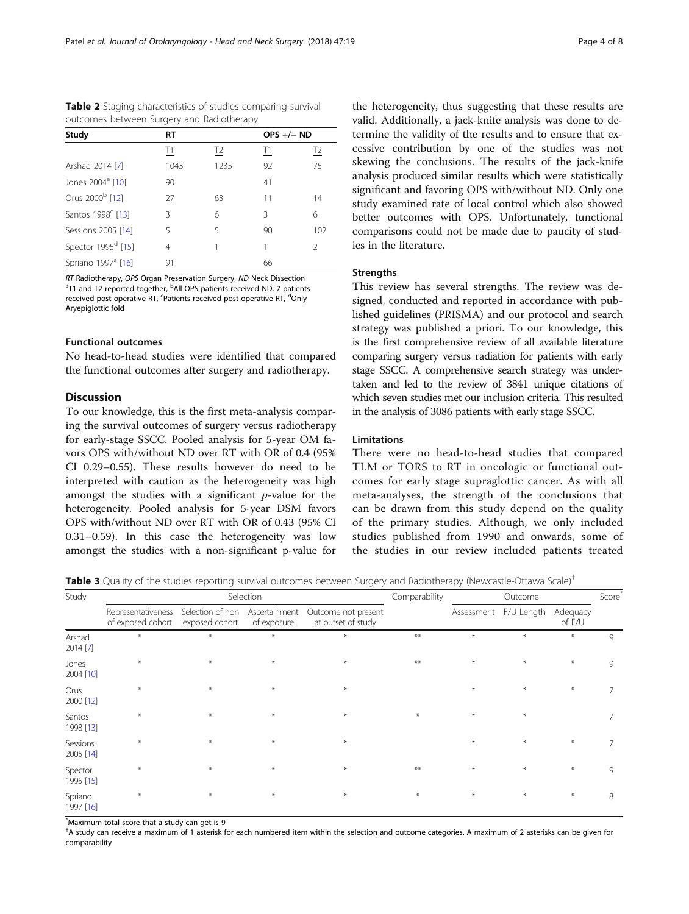**Table 2** Staging characteristics of studies comparing survival outcomes between Surgery and Radiotherapy

| Study | RT | | OPS +/− ND | |
|---|---|---|---|---|
| | T1 | T2 | T1 | T2 |
| Arshad 2014 [7] | 1043 | 1235 | 92 | 75 |
| Jones 2004[a] [10] | 90 | | 41 | |
| Orus 2000[b] [12] | 27 | 63 | 11 | 14 |
| Santos 1998[c] [13] | 3 | 6 | 3 | 6 |
| Sessions 2005 [14] | 5 | 5 | 90 | 102 |
| Spector 1995[d] [15] | 4 | 1 | 1 | 2 |
| Spriano 1997[a] [16] | 91 | | 66 | |

RT Radiotherapy, OPS Organ Preservation Surgery, ND Neck Dissection
[a]T1 and T2 reported together, [b]All OPS patients received ND, 7 patients received post-operative RT, [c]Patients received post-operative RT, [d]Only Aryepiglottic fold

### Functional outcomes

No head-to-head studies were identified that compared the functional outcomes after surgery and radiotherapy.

## Discussion

To our knowledge, this is the first meta-analysis comparing the survival outcomes of surgery versus radiotherapy for early-stage SSCC. Pooled analysis for 5-year OM favors OPS with/without ND over RT with OR of 0.4 (95% CI 0.29–0.55). These results however do need to be interpreted with caution as the heterogeneity was high amongst the studies with a significant *p*-value for the heterogeneity. Pooled analysis for 5-year DSM favors OPS with/without ND over RT with OR of 0.43 (95% CI 0.31–0.59). In this case the heterogeneity was low amongst the studies with a non-significant p-value for the heterogeneity, thus suggesting that these results are valid. Additionally, a jack-knife analysis was done to determine the validity of the results and to ensure that excessive contribution by one of the studies was not skewing the conclusions. The results of the jack-knife analysis produced similar results which were statistically significant and favoring OPS with/without ND. Only one study examined rate of local control which also showed better outcomes with OPS. Unfortunately, functional comparisons could not be made due to paucity of studies in the literature.

### Strengths

This review has several strengths. The review was designed, conducted and reported in accordance with published guidelines (PRISMA) and our protocol and search strategy was published a priori. To our knowledge, this is the first comprehensive review of all available literature comparing surgery versus radiation for patients with early stage SSCC. A comprehensive search strategy was undertaken and led to the review of 3841 unique citations of which seven studies met our inclusion criteria. This resulted in the analysis of 3086 patients with early stage SSCC.

### Limitations

There were no head-to-head studies that compared TLM or TORS to RT in oncologic or functional outcomes for early stage supraglottic cancer. As with all meta-analyses, the strength of the conclusions that can be drawn from this study depend on the quality of the primary studies. Although, we only included studies published from 1990 and onwards, some of the studies in our review included patients treated

**Table 3** Quality of the studies reporting survival outcomes between Surgery and Radiotherapy (Newcastle-Ottawa Scale)[†]

| Study | Selection | | | | Comparability | Outcome | | | Score[*] |
|---|---|---|---|---|---|---|---|---|---|
| | Representativeness of exposed cohort | Selection of non exposed cohort | Ascertainment of exposure | Outcome not present at outset of study | | Assessment | F/U Length | Adequacy of F/U | |
| Arshad 2014 [7] | * | * | * | * | ** | * | * | * | 9 |
| Jones 2004 [10] | * | * | * | * | ** | * | * | * | 9 |
| Orus 2000 [12] | * | * | * | * | | * | * | * | 7 |
| Santos 1998 [13] | * | * | * | * | * | * | * | | 7 |
| Sessions 2005 [14] | * | * | * | * | | * | * | * | 7 |
| Spector 1995 [15] | * | * | * | * | ** | * | * | * | 9 |
| Spriano 1997 [16] | * | * | * | * | * | * | * | * | 8 |

[*]Maximum total score that a study can get is 9
[†]A study can receive a maximum of 1 asterisk for each numbered item within the selection and outcome categories. A maximum of 2 asterisks can be given for comparability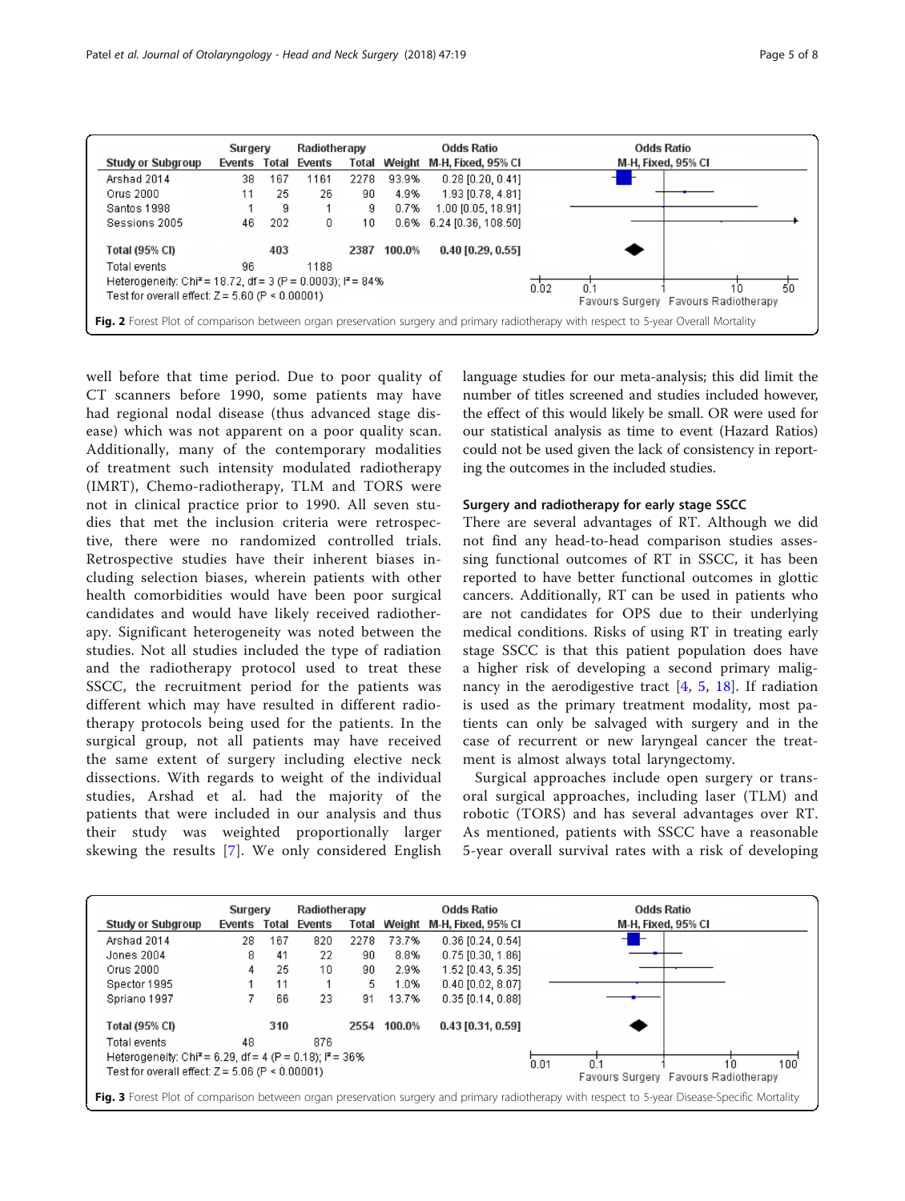Study or Subgroup | Surgery Events | Surgery Total | Radiotherapy Events | Radiotherapy Total | Weight | Odds Ratio M-H, Fixed, 95% CI | Odds Ratio M-H, Fixed, 95% CI

Arshad 2014 38 167 1161 2278 93.9% 0.28 [0.20, 0.41]

Orus 2000 11 25 26 90 4.9% 1.93 [0.78, 4.81]

Santos 1998 1 9 1 9 0.7% 1.00 [0.05, 18.91]

Sessions 2005 46 202 0 10 0.6% 6.24 [0.36, 108.50]

Total (95% CI) 403 2387 100.0% 0.40 [0.29, 0.55]

Total events 96 1188

Heterogeneity: Chi² = 18.72, df = 3 (P = 0.0003); I² = 84%

Test for overall effect: Z = 5.60 (P < 0.00001)

0.02 0.1 1 10 50

Favours Surgery Favours Radiotherapy

**Fig. 2** Forest Plot of comparison between organ preservation surgery and primary radiotherapy with respect to 5-year Overall Mortality

well before that time period. Due to poor quality of CT scanners before 1990, some patients may have had regional nodal disease (thus advanced stage disease) which was not apparent on a poor quality scan. Additionally, many of the contemporary modalities of treatment such intensity modulated radiotherapy (IMRT), Chemo-radiotherapy, TLM and TORS were not in clinical practice prior to 1990. All seven studies that met the inclusion criteria were retrospective, there were no randomized controlled trials. Retrospective studies have their inherent biases including selection biases, wherein patients with other health comorbidities would have been poor surgical candidates and would have likely received radiotherapy. Significant heterogeneity was noted between the studies. Not all studies included the type of radiation and the radiotherapy protocol used to treat these SSCC, the recruitment period for the patients was different which may have resulted in different radiotherapy protocols being used for the patients. In the surgical group, not all patients may have received the same extent of surgery including elective neck dissections. With regards to weight of the individual studies, Arshad et al. had the majority of the patients that were included in our analysis and thus their study was weighted proportionally larger skewing the results [7]. We only considered English language studies for our meta-analysis; this did limit the number of titles screened and studies included however, the effect of this would likely be small. OR were used for our statistical analysis as time to event (Hazard Ratios) could not be used given the lack of consistency in reporting the outcomes in the included studies.

### Surgery and radiotherapy for early stage SSCC

There are several advantages of RT. Although we did not find any head-to-head comparison studies assessing functional outcomes of RT in SSCC, it has been reported to have better functional outcomes in glottic cancers. Additionally, RT can be used in patients who are not candidates for OPS due to their underlying medical conditions. Risks of using RT in treating early stage SSCC is that this patient population does have a higher risk of developing a second primary malignancy in the aerodigestive tract [4, 5, 18]. If radiation is used as the primary treatment modality, most patients can only be salvaged with surgery and in the case of recurrent or new laryngeal cancer the treatment is almost always total laryngectomy.

Surgical approaches include open surgery or trans-oral surgical approaches, including laser (TLM) and robotic (TORS) and has several advantages over RT. As mentioned, patients with SSCC have a reasonable 5-year overall survival rates with a risk of developing

Study or Subgroup | Surgery Events | Surgery Total | Radiotherapy Events | Radiotherapy Total | Weight | Odds Ratio M-H, Fixed, 95% CI | Odds Ratio M-H, Fixed, 95% CI

Arshad 2014 28 167 820 2278 73.7% 0.36 [0.24, 0.54]

Jones 2004 8 41 22 90 8.8% 0.75 [0.30, 1.86]

Orus 2000 4 25 10 90 2.9% 1.52 [0.43, 5.35]

Spector 1995 1 11 1 5 1.0% 0.40 [0.02, 8.07]

Spriano 1997 7 66 23 91 13.7% 0.35 [0.14, 0.88]

Total (95% CI) 310 2554 100.0% 0.43 [0.31, 0.59]

Total events 48 876

Heterogeneity: Chi² = 6.29, df = 4 (P = 0.18); I² = 36%

Test for overall effect: Z = 5.06 (P < 0.00001)

0.01 0.1 1 10 100

Favours Surgery Favours Radiotherapy

**Fig. 3** Forest Plot of comparison between organ preservation surgery and primary radiotherapy with respect to 5-year Disease-Specific Mortality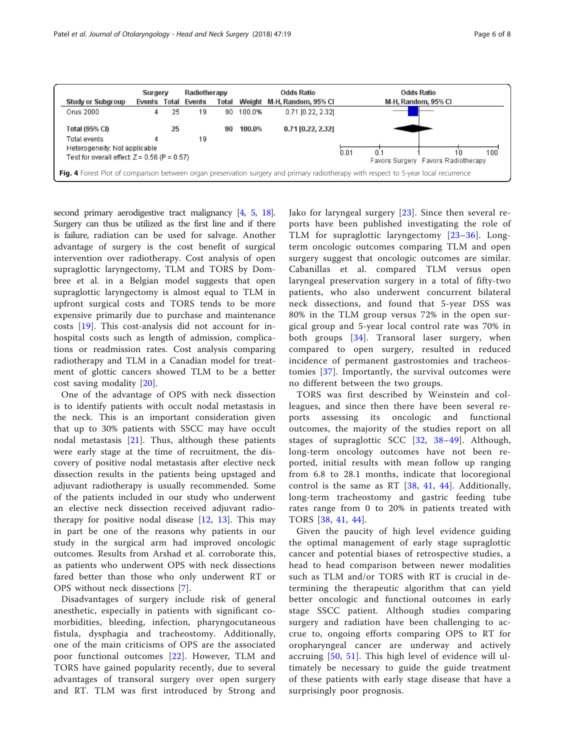| Study or Subgroup | Surgery Events | Surgery Total | Radiotherapy Events | Radiotherapy Total | Weight | Odds Ratio M-H, Random, 95% CI |
|---|---|---|---|---|---|---|
| Orus 2000 | 4 | 25 | 19 | 90 | 100.0% | 0.71 [0.22, 2.32] |
| **Total (95% CI)** | | **25** | | **90** | **100.0%** | **0.71 [0.22, 2.32]** |
| Total events | 4 | | 19 | | | |

Heterogeneity: Not applicable
Test for overall effect: Z = 0.56 (P = 0.57)

Odds Ratio M-H, Random, 95% CI: 0.01, 0.1, 1, 10, 100 — Favors Surgery / Favors Radiotherapy

**Fig. 4** Forest Plot of comparison between organ preservation surgery and primary radiotherapy with respect to 5-year local recurrence

second primary aerodigestive tract malignancy [4, 5, 18]. Surgery can thus be utilized as the first line and if there is failure, radiation can be used for salvage. Another advantage of surgery is the cost benefit of surgical intervention over radiotherapy. Cost analysis of open supraglottic laryngectomy, TLM and TORS by Dombree et al. in a Belgian model suggests that open supraglottic laryngectomy is almost equal to TLM in upfront surgical costs and TORS tends to be more expensive primarily due to purchase and maintenance costs [19]. This cost-analysis did not account for in-hospital costs such as length of admission, complications or readmission rates. Cost analysis comparing radiotherapy and TLM in a Canadian model for treatment of glottic cancers showed TLM to be a better cost saving modality [20].

One of the advantage of OPS with neck dissection is to identify patients with occult nodal metastasis in the neck. This is an important consideration given that up to 30% patients with SSCC may have occult nodal metastasis [21]. Thus, although these patients were early stage at the time of recruitment, the discovery of positive nodal metastasis after elective neck dissection results in the patients being upstaged and adjuvant radiotherapy is usually recommended. Some of the patients included in our study who underwent an elective neck dissection received adjuvant radiotherapy for positive nodal disease [12, 13]. This may in part be one of the reasons why patients in our study in the surgical arm had improved oncologic outcomes. Results from Arshad et al. corroborate this, as patients who underwent OPS with neck dissections fared better than those who only underwent RT or OPS without neck dissections [7].

Disadvantages of surgery include risk of general anesthetic, especially in patients with significant comorbidities, bleeding, infection, pharyngocutaneous fistula, dysphagia and tracheostomy. Additionally, one of the main criticisms of OPS are the associated poor functional outcomes [22]. However, TLM and TORS have gained popularity recently, due to several advantages of transoral surgery over open surgery and RT. TLM was first introduced by Strong and Jako for laryngeal surgery [23]. Since then several reports have been published investigating the role of TLM for supraglottic laryngectomy [23–36]. Long-term oncologic outcomes comparing TLM and open surgery suggest that oncologic outcomes are similar. Cabanillas et al. compared TLM versus open laryngeal preservation surgery in a total of fifty-two patients, who also underwent concurrent bilateral neck dissections, and found that 5-year DSS was 80% in the TLM group versus 72% in the open surgical group and 5-year local control rate was 70% in both groups [34]. Transoral laser surgery, when compared to open surgery, resulted in reduced incidence of permanent gastrostomies and tracheostomies [37]. Importantly, the survival outcomes were no different between the two groups.

TORS was first described by Weinstein and colleagues, and since then there have been several reports assessing its oncologic and functional outcomes, the majority of the studies report on all stages of supraglottic SCC [32, 38–49]. Although, long-term oncology outcomes have not been reported, initial results with mean follow up ranging from 6.8 to 28.1 months, indicate that locoregional control is the same as RT [38, 41, 44]. Additionally, long-term tracheostomy and gastric feeding tube rates range from 0 to 20% in patients treated with TORS [38, 41, 44].

Given the paucity of high level evidence guiding the optimal management of early stage supraglottic cancer and potential biases of retrospective studies, a head to head comparison between newer modalities such as TLM and/or TORS with RT is crucial in determining the therapeutic algorithm that can yield better oncologic and functional outcomes in early stage SSCC patient. Although studies comparing surgery and radiation have been challenging to accrue to, ongoing efforts comparing OPS to RT for oropharyngeal cancer are underway and actively accruing [50, 51]. This high level of evidence will ultimately be necessary to guide the guide treatment of these patients with early stage disease that have a surprisingly poor prognosis.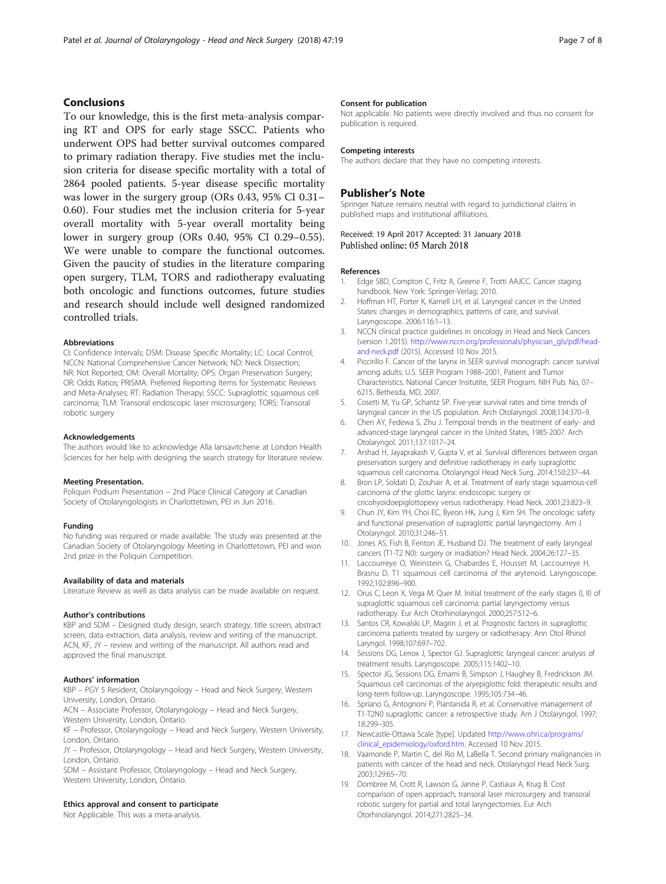## Conclusions

To our knowledge, this is the first meta-analysis comparing RT and OPS for early stage SSCC. Patients who underwent OPS had better survival outcomes compared to primary radiation therapy. Five studies met the inclusion criteria for disease specific mortality with a total of 2864 pooled patients. 5-year disease specific mortality was lower in the surgery group (ORs 0.43, 95% CI 0.31–0.60). Four studies met the inclusion criteria for 5-year overall mortality with 5-year overall mortality being lower in surgery group (ORs 0.40, 95% CI 0.29–0.55). We were unable to compare the functional outcomes. Given the paucity of studies in the literature comparing open surgery, TLM, TORS and radiotherapy evaluating both oncologic and functions outcomes, future studies and research should include well designed randomized controlled trials.

#### Abbreviations

CI: Confidence Intervals; DSM: Disease Specific Mortality; LC: Local Control; NCCN: National Comprehensive Cancer Network; ND: Neck Dissection; NR: Not Reported; OM: Overall Mortality; OPS: Organ Preservation Surgery; OR: Odds Ratios; PRISMA: Preferred Reporting Items for Systematic Reviews and Meta-Analyses; RT: Radiation Therapy; SSCC: Supraglottic squamous cell carcinoma; TLM: Transoral endoscopic laser microsurgery; TORS: Transoral robotic surgery

#### Acknowledgements

The authors would like to acknowledge Alla Iansavitchene at London Health Sciences for her help with designing the search strategy for literature review.

#### Meeting Presentation.

Poliquin Podium Presentation – 2nd Place Clinical Category at Canadian Society of Otolaryngologists in Charlottetown, PEI in Jun 2016.

#### Funding

No funding was required or made available. The study was presented at the Canadian Society of Otolaryngology Meeting in Charlottetown, PEI and won 2nd prize in the Poliquin Competition.

#### Availability of data and materials

Literature Review as well as data analysis can be made available on request.

#### Author's contributions

KBP and SDM – Designed study design, search strategy, title screen, abstract screen, data extraction, data analysis, review and writing of the manuscript. ACN, KF, JY – review and writing of the manuscript. All authors read and approved the final manuscript.

#### Authors' information

KBP – PGY 5 Resident, Otolaryngology – Head and Neck Surgery, Western University, London, Ontario.
ACN – Associate Professor, Otolaryngology – Head and Neck Surgery, Western University, London, Ontario.
KF – Professor, Otolaryngology – Head and Neck Surgery, Western University, London, Ontario.
JY – Professor, Otolaryngology – Head and Neck Surgery, Western University, London, Ontario.
SDM – Assistant Professor, Otolaryngology – Head and Neck Surgery, Western University, London, Ontario.

#### Ethics approval and consent to participate

Not Applicable. This was a meta-analysis.

#### Consent for publication

Not applicable. No patients were directly involved and thus no consent for publication is required.

#### Competing interests

The authors declare that they have no competing interests.

## Publisher's Note

Springer Nature remains neutral with regard to jurisdictional claims in published maps and institutional affiliations.

Received: 19 April 2017 Accepted: 31 January 2018
Published online: 05 March 2018

#### References

1. Edge SBD, Compton C, Fritz A, Greene F, Trotti AAJCC. Cancer staging handbook. New York: Springer-Verlag; 2010.
2. Hoffman HT, Porter K, Karnell LH, et al. Laryngeal cancer in the United States: changes in demographics, patterns of care, and survival. Laryngoscope. 2006:116:1–13.
3. NCCN clinical practice guidelines in oncology in Head and Neck Cancers (version 1.2015). http://www.nccn.org/professionals/physician_gls/pdf/head-and-neck.pdf (2015). Accessed 10 Nov 2015.
4. Piccirillo F. Cancer of the larynx in SEER survival monograph: cancer survival among adults: U.S. SEER Program 1988–2001, Patient and Tumor Characteristics. National Cancer Insitutite, SEER Program. NIH Pub. No, 07–6215, Bethesda, MD, 2007.
5. Cosetti M, Yu GP, Schantz SP. Five-year survival rates and time trends of laryngeal cancer in the US population. Arch Otolaryngol. 2008;134:370–9.
6. Chen AY, Fedewa S, Zhu J. Temporal trends in the treatment of early- and advanced-stage laryngeal cancer in the United States, 1985-2007. Arch Otolaryngol. 2011;137:1017–24.
7. Arshad H, Jayaprakash V, Gupta V, et al. Survival differences between organ preservation surgery and definitive radiotherapy in early supraglottic squamous cell carcinoma. Otolaryngol Head Neck Surg. 2014;150:237–44.
8. Bron LP, Soldati D, Zouhair A, et al. Treatment of early stage squamous-cell carcinoma of the glottic larynx: endoscopic surgery or cricohyoidoepiglottopexy versus radiotherapy. Head Neck. 2001;23:823–9.
9. Chun JY, Kim YH, Choi EC, Byeon HK, Jung J, Kim SH. The oncologic safety and functional preservation of supraglottic partial laryngectomy. Am J Otolaryngol. 2010;31:246–51.
10. Jones AS, Fish B, Fenton JE, Husband DJ. The treatment of early laryngeal cancers (T1-T2 N0): surgery or irradiation? Head Neck. 2004;26:127–35.
11. Laccourreye O, Weinstein G, Chabardes E, Housset M, Laccourreye H, Brasnu D. T1 squamous cell carcinoma of the arytenoid. Laryngoscope. 1992;102:896–900.
12. Orus C, Leon X, Vega M, Quer M. Initial treatment of the early stages (I, II) of supraglottic squamous cell carcinoma: partial laryngectomy versus radiotherapy. Eur Arch Otorhinolaryngol. 2000;257:512–6.
13. Santos CR, Kowalski LP, Magrin J, et al. Prognostic factors in supraglottic carcinoma patients treated by surgery or radiotherapy. Ann Otol Rhinol Laryngol. 1998;107:697–702.
14. Sessions DG, Lenox J, Spector GJ. Supraglottic laryngeal cancer: analysis of treatment results. Laryngoscope. 2005;115:1402–10.
15. Spector JG, Sessions DG, Emami B, Simpson J, Haughey B, Fredrickson JM. Squamous cell carcinomas of the aryepiglottic fold: therapeutic results and long-term follow-up. Laryngoscope. 1995;105:734–46.
16. Spriano G, Antognoni P, Piantanida R, et al. Conservative management of T1-T2N0 supraglottic cancer: a retrospective study. Am J Otolaryngol. 1997;18:299–305.
17. Newcastle-Ottawa Scale [type]. Updated http://www.ohri.ca/programs/clinical_epidemiology/oxford.htm. Accessed 10 Nov 2015.
18. Vaamonde P, Martin C, del Rio M, LaBella T. Second primary malignancies in patients with cancer of the head and neck. Otolaryngol Head Neck Surg. 2003;129:65–70.
19. Dombree M, Crott R, Lawson G, Janne P, Castiaux A, Krug B. Cost comparison of open approach, transoral laser microsurgery and transoral robotic surgery for partial and total laryngectomies. Eur Arch Otorhinolaryngol. 2014;271:2825–34.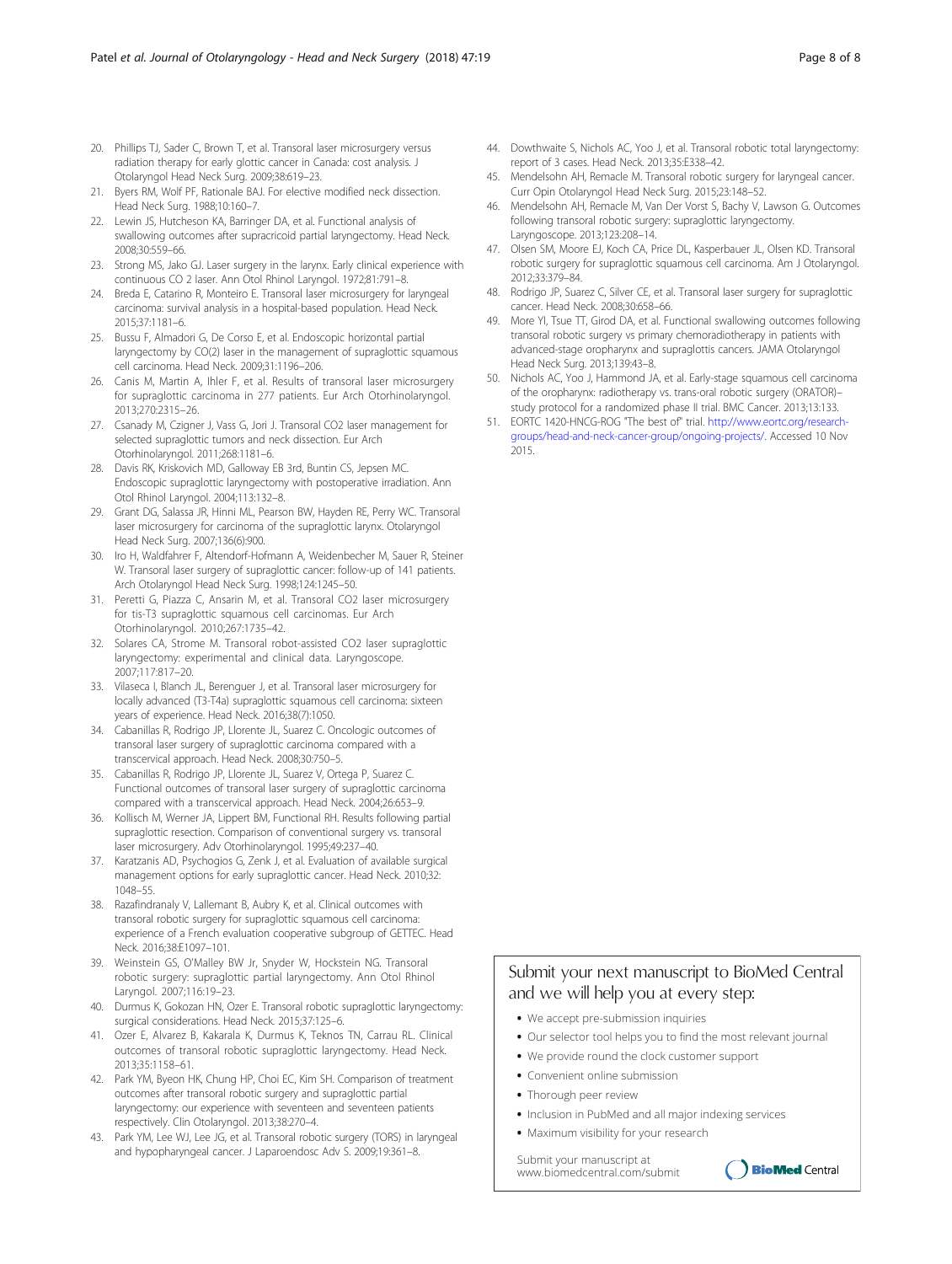20. Phillips TJ, Sader C, Brown T, et al. Transoral laser microsurgery versus radiation therapy for early glottic cancer in Canada: cost analysis. J Otolaryngol Head Neck Surg. 2009;38:619–23.
21. Byers RM, Wolf PF, Rationale BAJ. For elective modified neck dissection. Head Neck Surg. 1988;10:160–7.
22. Lewin JS, Hutcheson KA, Barringer DA, et al. Functional analysis of swallowing outcomes after supracricoid partial laryngectomy. Head Neck. 2008;30:559–66.
23. Strong MS, Jako GJ. Laser surgery in the larynx. Early clinical experience with continuous CO 2 laser. Ann Otol Rhinol Laryngol. 1972;81:791–8.
24. Breda E, Catarino R, Monteiro E. Transoral laser microsurgery for laryngeal carcinoma: survival analysis in a hospital-based population. Head Neck. 2015;37:1181–6.
25. Bussu F, Almadori G, De Corso E, et al. Endoscopic horizontal partial laryngectomy by CO(2) laser in the management of supraglottic squamous cell carcinoma. Head Neck. 2009;31:1196–206.
26. Canis M, Martin A, Ihler F, et al. Results of transoral laser microsurgery for supraglottic carcinoma in 277 patients. Eur Arch Otorhinolaryngol. 2013;270:2315–26.
27. Csanady M, Czigner J, Vass G, Jori J. Transoral CO2 laser management for selected supraglottic tumors and neck dissection. Eur Arch Otorhinolaryngol. 2011;268:1181–6.
28. Davis RK, Kriskovich MD, Galloway EB 3rd, Buntin CS, Jepsen MC. Endoscopic supraglottic laryngectomy with postoperative irradiation. Ann Otol Rhinol Laryngol. 2004;113:132–8.
29. Grant DG, Salassa JR, Hinni ML, Pearson BW, Hayden RE, Perry WC. Transoral laser microsurgery for carcinoma of the supraglottic larynx. Otolaryngol Head Neck Surg. 2007;136(6):900.
30. Iro H, Waldfahrer F, Altendorf-Hofmann A, Weidenbecher M, Sauer R, Steiner W. Transoral laser surgery of supraglottic cancer: follow-up of 141 patients. Arch Otolaryngol Head Neck Surg. 1998;124:1245–50.
31. Peretti G, Piazza C, Ansarin M, et al. Transoral CO2 laser microsurgery for tis-T3 supraglottic squamous cell carcinomas. Eur Arch Otorhinolaryngol. 2010;267:1735–42.
32. Solares CA, Strome M. Transoral robot-assisted CO2 laser supraglottic laryngectomy: experimental and clinical data. Laryngoscope. 2007;117:817–20.
33. Vilaseca I, Blanch JL, Berenguer J, et al. Transoral laser microsurgery for locally advanced (T3-T4a) supraglottic squamous cell carcinoma: sixteen years of experience. Head Neck. 2016;38(7):1050.
34. Cabanillas R, Rodrigo JP, Llorente JL, Suarez C. Oncologic outcomes of transoral laser surgery of supraglottic carcinoma compared with a transcervical approach. Head Neck. 2008;30:750–5.
35. Cabanillas R, Rodrigo JP, Llorente JL, Suarez V, Ortega P, Suarez C. Functional outcomes of transoral laser surgery of supraglottic carcinoma compared with a transcervical approach. Head Neck. 2004;26:653–9.
36. Kollisch M, Werner JA, Lippert BM, Functional RH. Results following partial supraglottic resection. Comparison of conventional surgery vs. transoral laser microsurgery. Adv Otorhinolaryngol. 1995;49:237–40.
37. Karatzanis AD, Psychogios G, Zenk J, et al. Evaluation of available surgical management options for early supraglottic cancer. Head Neck. 2010;32:1048–55.
38. Razafindranaly V, Lallemant B, Aubry K, et al. Clinical outcomes with transoral robotic surgery for supraglottic squamous cell carcinoma: experience of a French evaluation cooperative subgroup of GETTEC. Head Neck. 2016;38:E1097–101.
39. Weinstein GS, O'Malley BW Jr, Snyder W, Hockstein NG. Transoral robotic surgery: supraglottic partial laryngectomy. Ann Otol Rhinol Laryngol. 2007;116:19–23.
40. Durmus K, Gokozan HN, Ozer E. Transoral robotic supraglottic laryngectomy: surgical considerations. Head Neck. 2015;37:125–6.
41. Ozer E, Alvarez B, Kakarala K, Durmus K, Teknos TN, Carrau RL. Clinical outcomes of transoral robotic supraglottic laryngectomy. Head Neck. 2013;35:1158–61.
42. Park YM, Byeon HK, Chung HP, Choi EC, Kim SH. Comparison of treatment outcomes after transoral robotic surgery and supraglottic partial laryngectomy: our experience with seventeen and seventeen patients respectively. Clin Otolaryngol. 2013;38:270–4.
43. Park YM, Lee WJ, Lee JG, et al. Transoral robotic surgery (TORS) in laryngeal and hypopharyngeal cancer. J Laparoendosc Adv S. 2009;19:361–8.
44. Dowthwaite S, Nichols AC, Yoo J, et al. Transoral robotic total laryngectomy: report of 3 cases. Head Neck. 2013;35:E338–42.
45. Mendelsohn AH, Remacle M. Transoral robotic surgery for laryngeal cancer. Curr Opin Otolaryngol Head Neck Surg. 2015;23:148–52.
46. Mendelsohn AH, Remacle M, Van Der Vorst S, Bachy V, Lawson G. Outcomes following transoral robotic surgery: supraglottic laryngectomy. Laryngoscope. 2013;123:208–14.
47. Olsen SM, Moore EJ, Koch CA, Price DL, Kasperbauer JL, Olsen KD. Transoral robotic surgery for supraglottic squamous cell carcinoma. Am J Otolaryngol. 2012;33:379–84.
48. Rodrigo JP, Suarez C, Silver CE, et al. Transoral laser surgery for supraglottic cancer. Head Neck. 2008;30:658–66.
49. More YI, Tsue TT, Girod DA, et al. Functional swallowing outcomes following transoral robotic surgery vs primary chemoradiotherapy in patients with advanced-stage oropharynx and supraglottis cancers. JAMA Otolaryngol Head Neck Surg. 2013;139:43–8.
50. Nichols AC, Yoo J, Hammond JA, et al. Early-stage squamous cell carcinoma of the oropharynx: radiotherapy vs. trans-oral robotic surgery (ORATOR)– study protocol for a randomized phase II trial. BMC Cancer. 2013;13:133.
51. EORTC 1420-HNCG-ROG "The best of" trial. http://www.eortc.org/research-groups/head-and-neck-cancer-group/ongoing-projects/. Accessed 10 Nov 2015.

Submit your next manuscript to BioMed Central and we will help you at every step:

- We accept pre-submission inquiries
- Our selector tool helps you to find the most relevant journal
- We provide round the clock customer support
- Convenient online submission
- Thorough peer review
- Inclusion in PubMed and all major indexing services
- Maximum visibility for your research

Submit your manuscript at www.biomedcentral.com/submit

BioMed Central